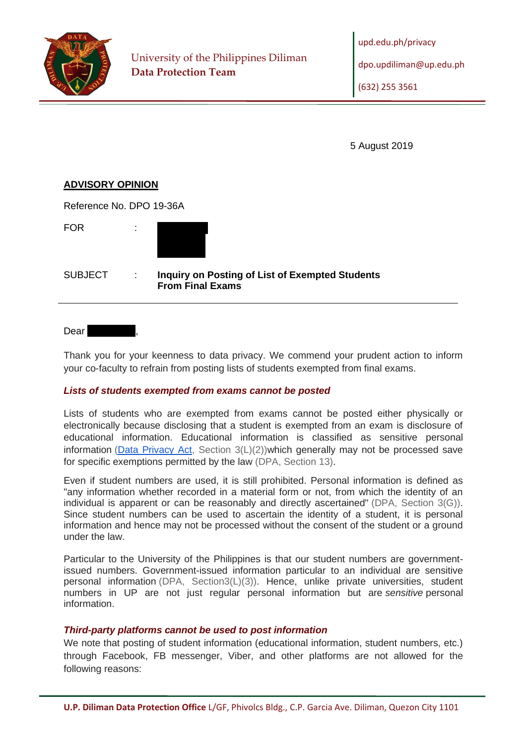University of the Philippines Diliman
**Data Protection Team**

upd.edu.ph/privacy

dpo.updiliman@up.edu.ph

(632) 255 3561

5 August 2019

**ADVISORY OPINION**

Reference No. DPO 19-36A

FOR :

SUBJECT : **Inquiry on Posting of List of Exempted Students From Final Exams**

---

Dear ,

Thank you for your keenness to data privacy. We commend your prudent action to inform your co-faculty to refrain from posting lists of students exempted from final exams.

### *Lists of students exempted from exams cannot be posted*

Lists of students who are exempted from exams cannot be posted either physically or electronically because disclosing that a student is exempted from an exam is disclosure of educational information. Educational information is classified as sensitive personal information (Data Privacy Act, Section 3(L)(2))which generally may not be processed save for specific exemptions permitted by the law (DPA, Section 13).

Even if student numbers are used, it is still prohibited. Personal information is defined as "any information whether recorded in a material form or not, from which the identity of an individual is apparent or can be reasonably and directly ascertained" (DPA, Section 3(G)). Since student numbers can be used to ascertain the identity of a student, it is personal information and hence may not be processed without the consent of the student or a ground under the law.

Particular to the University of the Philippines is that our student numbers are government-issued numbers. Government-issued information particular to an individual are sensitive personal information (DPA, Section3(L)(3)). Hence, unlike private universities, student numbers in UP are not just regular personal information but are *sensitive* personal information.

### *Third-party platforms cannot be used to post information*

We note that posting of student information (educational information, student numbers, etc.) through Facebook, FB messenger, Viber, and other platforms are not allowed for the following reasons: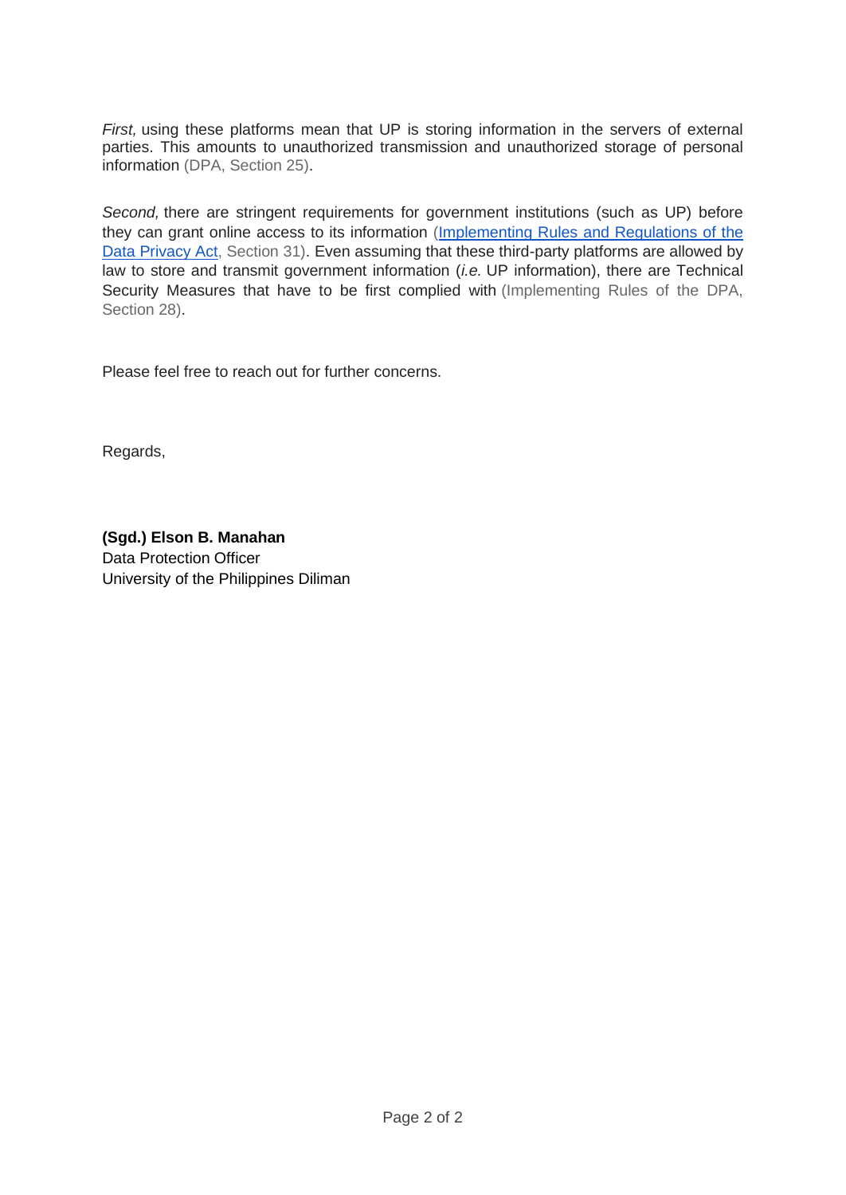*First,* using these platforms mean that UP is storing information in the servers of external parties. This amounts to unauthorized transmission and unauthorized storage of personal information (DPA, Section 25).

*Second,* there are stringent requirements for government institutions (such as UP) before they can grant online access to its information (Implementing Rules and Regulations of the Data Privacy Act, Section 31). Even assuming that these third-party platforms are allowed by law to store and transmit government information (*i.e.* UP information), there are Technical Security Measures that have to be first complied with (Implementing Rules of the DPA, Section 28).

Please feel free to reach out for further concerns.

Regards,

**(Sgd.) Elson B. Manahan**
Data Protection Officer
University of the Philippines Diliman